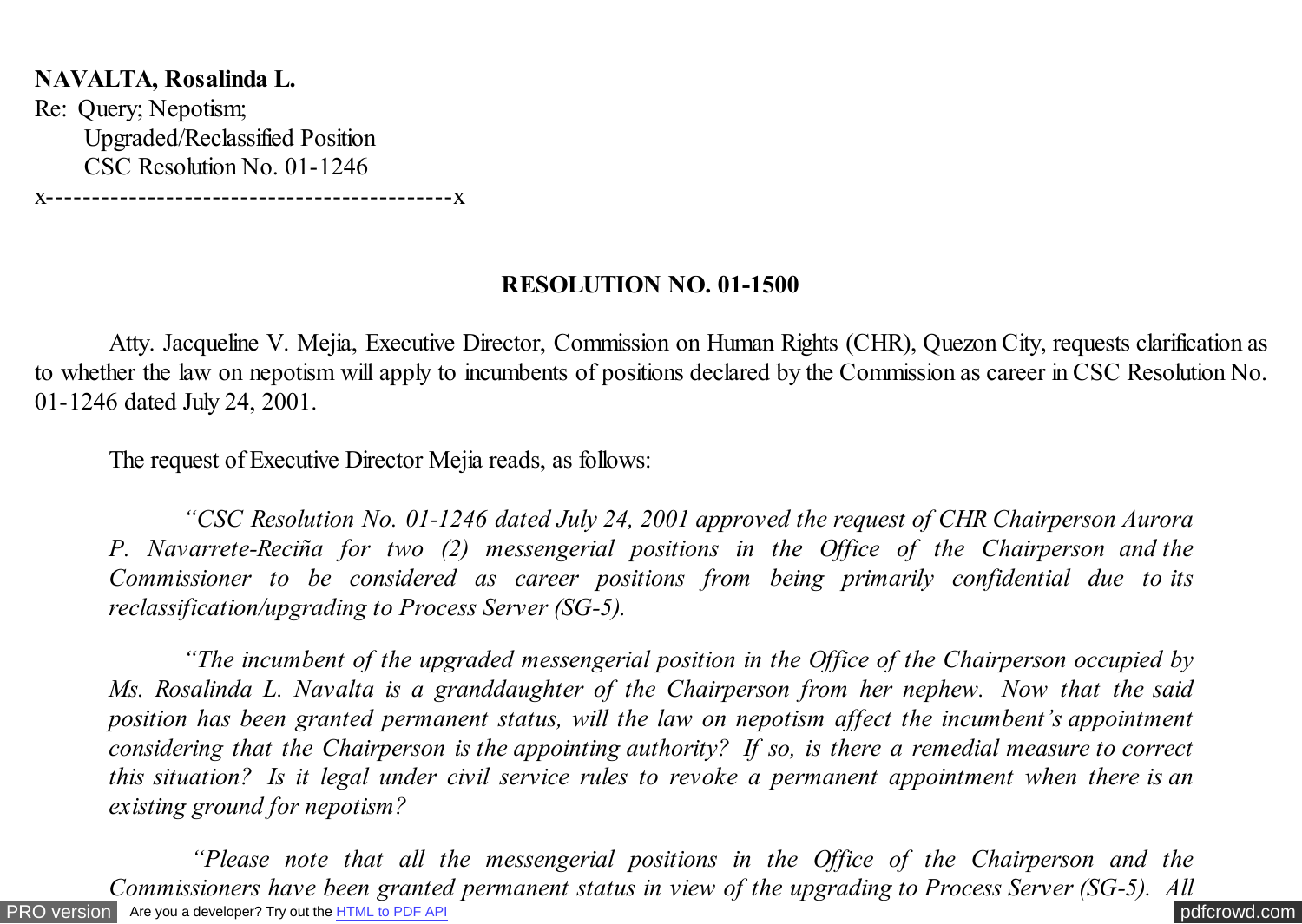**NAVALTA, Rosalinda L.**
Re: Query; Nepotism;
Upgraded/Reclassified Position
CSC Resolution No. 01-1246

x---------------------------------------------x

**RESOLUTION NO. 01-1500**

Atty. Jacqueline V. Mejia, Executive Director, Commission on Human Rights (CHR), Quezon City, requests clarification as to whether the law on nepotism will apply to incumbents of positions declared by the Commission as career in CSC Resolution No. 01-1246 dated July 24, 2001.

The request of Executive Director Mejia reads, as follows:

*"CSC Resolution No. 01-1246 dated July 24, 2001 approved the request of CHR Chairperson Aurora P. Navarrete-Reciña for two (2) messengerial positions in the Office of the Chairperson and the Commissioner to be considered as career positions from being primarily confidential due to its reclassification/upgrading to Process Server (SG-5).*

*"The incumbent of the upgraded messengerial position in the Office of the Chairperson occupied by Ms. Rosalinda L. Navalta is a granddaughter of the Chairperson from her nephew. Now that the said position has been granted permanent status, will the law on nepotism affect the incumbent's appointment considering that the Chairperson is the appointing authority? If so, is there a remedial measure to correct this situation? Is it legal under civil service rules to revoke a permanent appointment when there is an existing ground for nepotism?*

*"Please note that all the messengerial positions in the Office of the Chairperson and the Commissioners have been granted permanent status in view of the upgrading to Process Server (SG-5). All*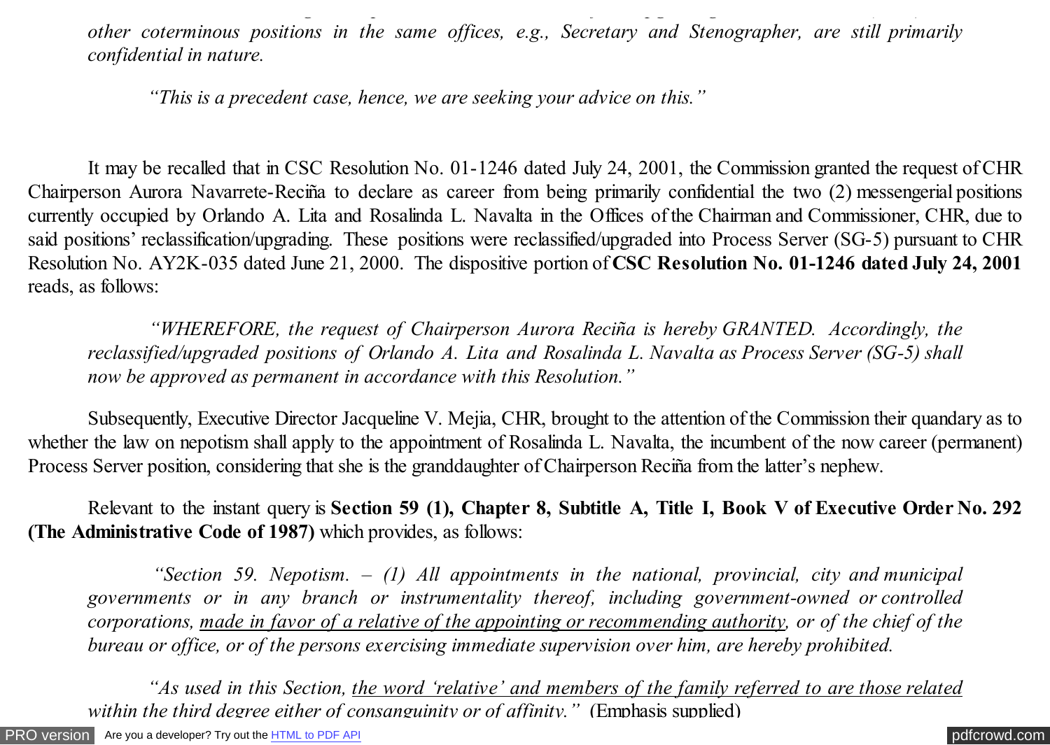*other coterminous positions in the same offices, e.g., Secretary and Stenographer, are still primarily confidential in nature.*

*"This is a precedent case, hence, we are seeking your advice on this."*

It may be recalled that in CSC Resolution No. 01-1246 dated July 24, 2001, the Commission granted the request of CHR Chairperson Aurora Navarrete-Reciña to declare as career from being primarily confidential the two (2) messengerial positions currently occupied by Orlando A. Lita and Rosalinda L. Navalta in the Offices of the Chairman and Commissioner, CHR, due to said positions' reclassification/upgrading. These positions were reclassified/upgraded into Process Server (SG-5) pursuant to CHR Resolution No. AY2K-035 dated June 21, 2000. The dispositive portion of **CSC Resolution No. 01-1246 dated July 24, 2001** reads, as follows:

*"WHEREFORE, the request of Chairperson Aurora Reciña is hereby GRANTED. Accordingly, the reclassified/upgraded positions of Orlando A. Lita and Rosalinda L. Navalta as Process Server (SG-5) shall now be approved as permanent in accordance with this Resolution."*

Subsequently, Executive Director Jacqueline V. Mejia, CHR, brought to the attention of the Commission their quandary as to whether the law on nepotism shall apply to the appointment of Rosalinda L. Navalta, the incumbent of the now career (permanent) Process Server position, considering that she is the granddaughter of Chairperson Reciña from the latter's nephew.

Relevant to the instant query is **Section 59 (1), Chapter 8, Subtitle A, Title I, Book V of Executive Order No. 292 (The Administrative Code of 1987)** which provides, as follows:

*"Section 59. Nepotism. – (1) All appointments in the national, provincial, city and municipal governments or in any branch or instrumentality thereof, including government-owned or controlled corporations, <u>made in favor of a relative of the appointing or recommending authority</u>, or of the chief of the bureau or office, or of the persons exercising immediate supervision over him, are hereby prohibited.*

*"As used in this Section, <u>the word 'relative' and members of the family referred to are those related within the third degree either of consanguinity or of affinity</u>."* (Emphasis supplied)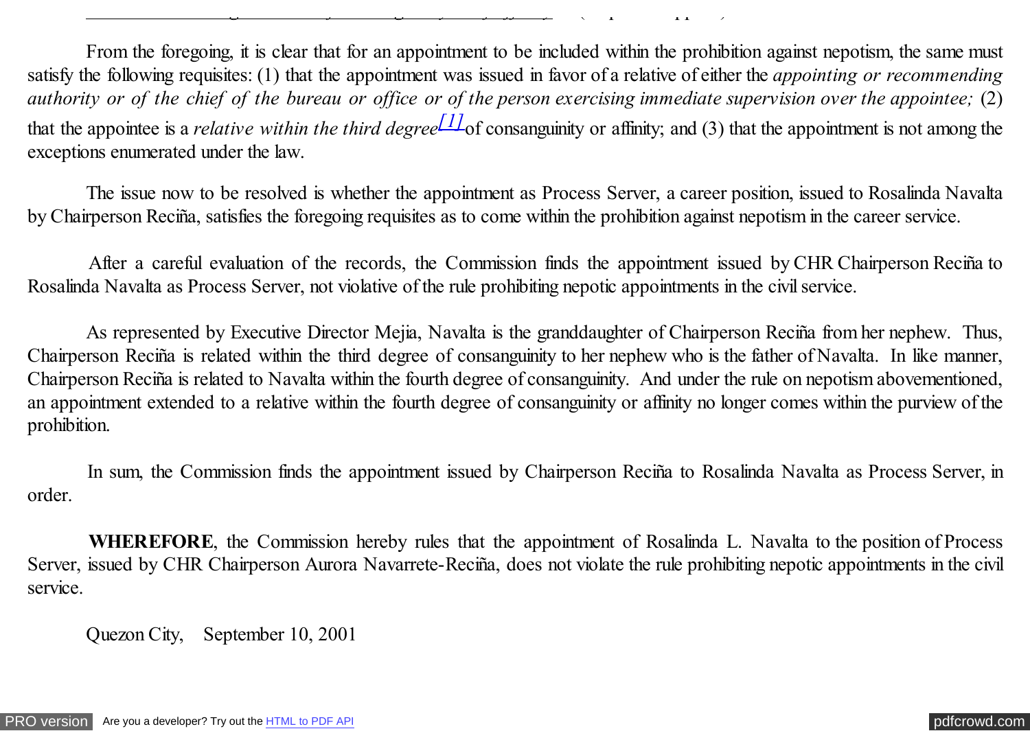From the foregoing, it is clear that for an appointment to be included within the prohibition against nepotism, the same must satisfy the following requisites: (1) that the appointment was issued in favor of a relative of either the *appointing or recommending authority or of the chief of the bureau or office or of the person exercising immediate supervision over the appointee;* (2) that the appointee is a *relative within the third degree*[1] of consanguinity or affinity; and (3) that the appointment is not among the exceptions enumerated under the law.

The issue now to be resolved is whether the appointment as Process Server, a career position, issued to Rosalinda Navalta by Chairperson Reciña, satisfies the foregoing requisites as to come within the prohibition against nepotism in the career service.

After a careful evaluation of the records, the Commission finds the appointment issued by CHR Chairperson Reciña to Rosalinda Navalta as Process Server, not violative of the rule prohibiting nepotic appointments in the civil service.

As represented by Executive Director Mejia, Navalta is the granddaughter of Chairperson Reciña from her nephew. Thus, Chairperson Reciña is related within the third degree of consanguinity to her nephew who is the father of Navalta. In like manner, Chairperson Reciña is related to Navalta within the fourth degree of consanguinity. And under the rule on nepotism abovementioned, an appointment extended to a relative within the fourth degree of consanguinity or affinity no longer comes within the purview of the prohibition.

In sum, the Commission finds the appointment issued by Chairperson Reciña to Rosalinda Navalta as Process Server, in order.

**WHEREFORE**, the Commission hereby rules that the appointment of Rosalinda L. Navalta to the position of Process Server, issued by CHR Chairperson Aurora Navarrete-Reciña, does not violate the rule prohibiting nepotic appointments in the civil service.

Quezon City, September 10, 2001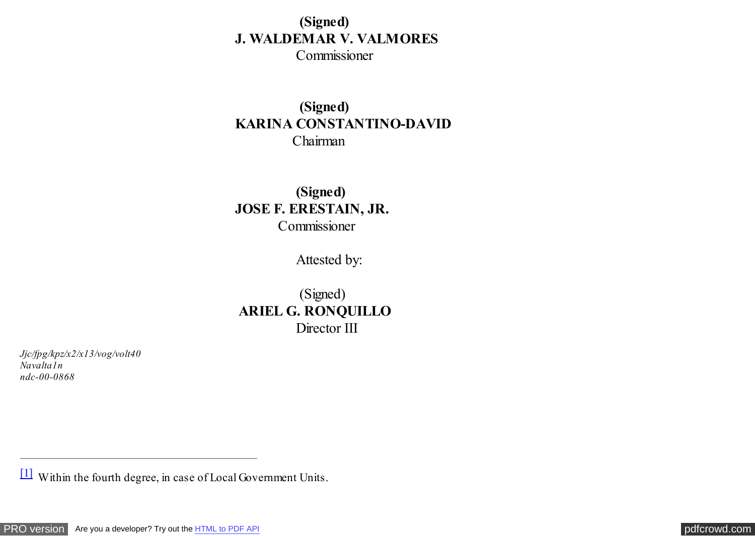**(Signed)**
**J. WALDEMAR V. VALMORES**
Commissioner

**(Signed)**
**KARINA CONSTANTINO-DAVID**
Chairman

**(Signed)**
**JOSE F. ERESTAIN, JR.**
Commissioner

Attested by:

(Signed)
**ARIEL G. RONQUILLO**
Director III

*Jjc/fpg/kpz/x2/x13/vog/volt40*
*Navalta1n*
*ndc-00-0868*

---

[1] Within the fourth degree, in case of Local Government Units.